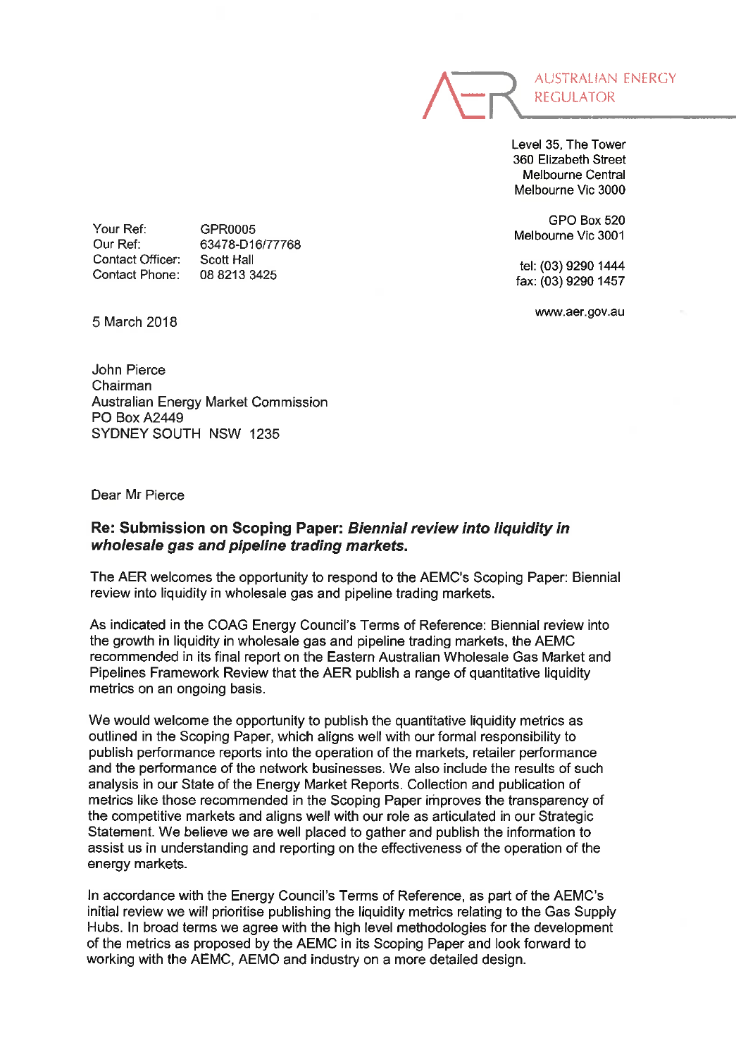AUSTRALIAN ENERGY REGULATOR

Level 35, The Tower
360 Elizabeth Street
Melbourne Central
Melbourne Vic 3000

GPO Box 520
Melbourne Vic 3001

tel: (03) 9290 1444
fax: (03) 9290 1457

www.aer.gov.au

Your Ref: GPR0005
Our Ref: 63478-D16/77768
Contact Officer: Scott Hall
Contact Phone: 08 8213 3425

5 March 2018

John Pierce
Chairman
Australian Energy Market Commission
PO Box A2449
SYDNEY SOUTH NSW 1235

Dear Mr Pierce

**Re: Submission on Scoping Paper: *Biennial review into liquidity in wholesale gas and pipeline trading markets.***

The AER welcomes the opportunity to respond to the AEMC's Scoping Paper: Biennial review into liquidity in wholesale gas and pipeline trading markets.

As indicated in the COAG Energy Council's Terms of Reference: Biennial review into the growth in liquidity in wholesale gas and pipeline trading markets, the AEMC recommended in its final report on the Eastern Australian Wholesale Gas Market and Pipelines Framework Review that the AER publish a range of quantitative liquidity metrics on an ongoing basis.

We would welcome the opportunity to publish the quantitative liquidity metrics as outlined in the Scoping Paper, which aligns well with our formal responsibility to publish performance reports into the operation of the markets, retailer performance and the performance of the network businesses. We also include the results of such analysis in our State of the Energy Market Reports. Collection and publication of metrics like those recommended in the Scoping Paper improves the transparency of the competitive markets and aligns well with our role as articulated in our Strategic Statement. We believe we are well placed to gather and publish the information to assist us in understanding and reporting on the effectiveness of the operation of the energy markets.

In accordance with the Energy Council's Terms of Reference, as part of the AEMC's initial review we will prioritise publishing the liquidity metrics relating to the Gas Supply Hubs. In broad terms we agree with the high level methodologies for the development of the metrics as proposed by the AEMC in its Scoping Paper and look forward to working with the AEMC, AEMO and industry on a more detailed design.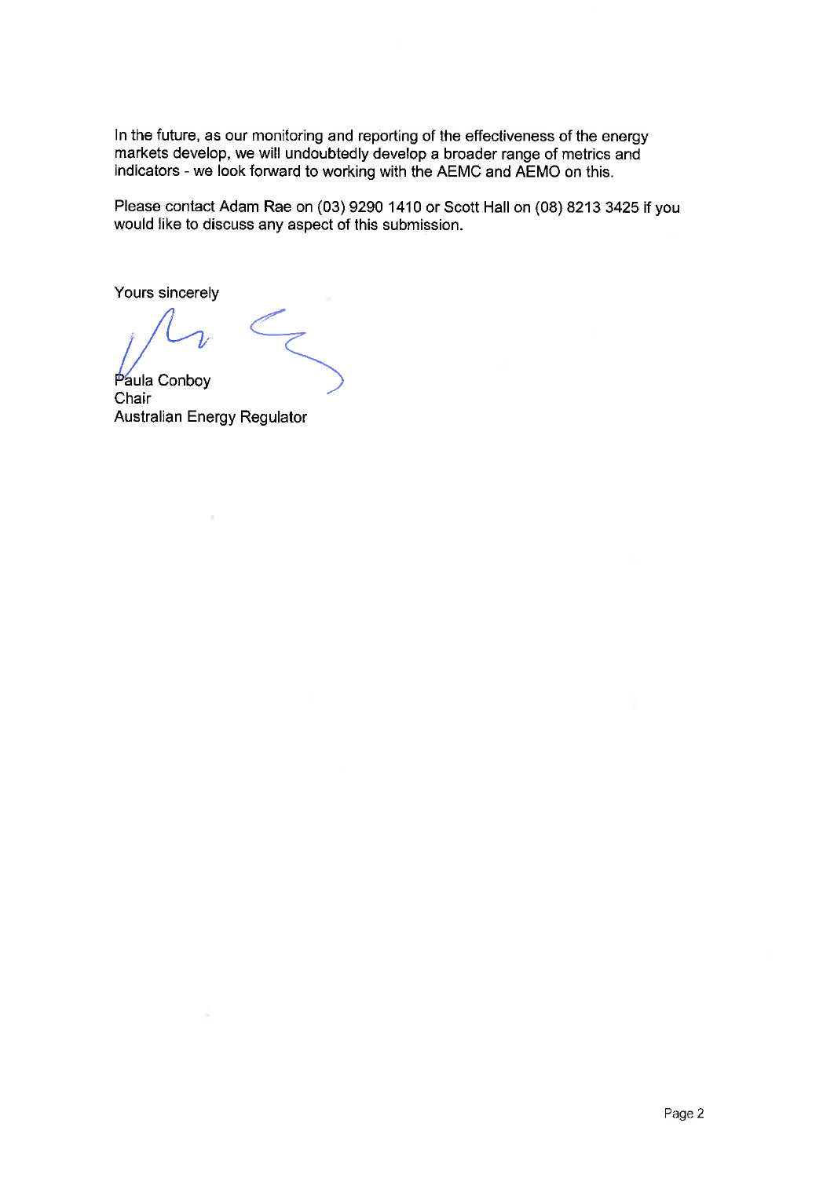In the future, as our monitoring and reporting of the effectiveness of the energy markets develop, we will undoubtedly develop a broader range of metrics and indicators - we look forward to working with the AEMC and AEMO on this.

Please contact Adam Rae on (03) 9290 1410 or Scott Hall on (08) 8213 3425 if you would like to discuss any aspect of this submission.

Yours sincerely

Paula Conboy
Chair
Australian Energy Regulator